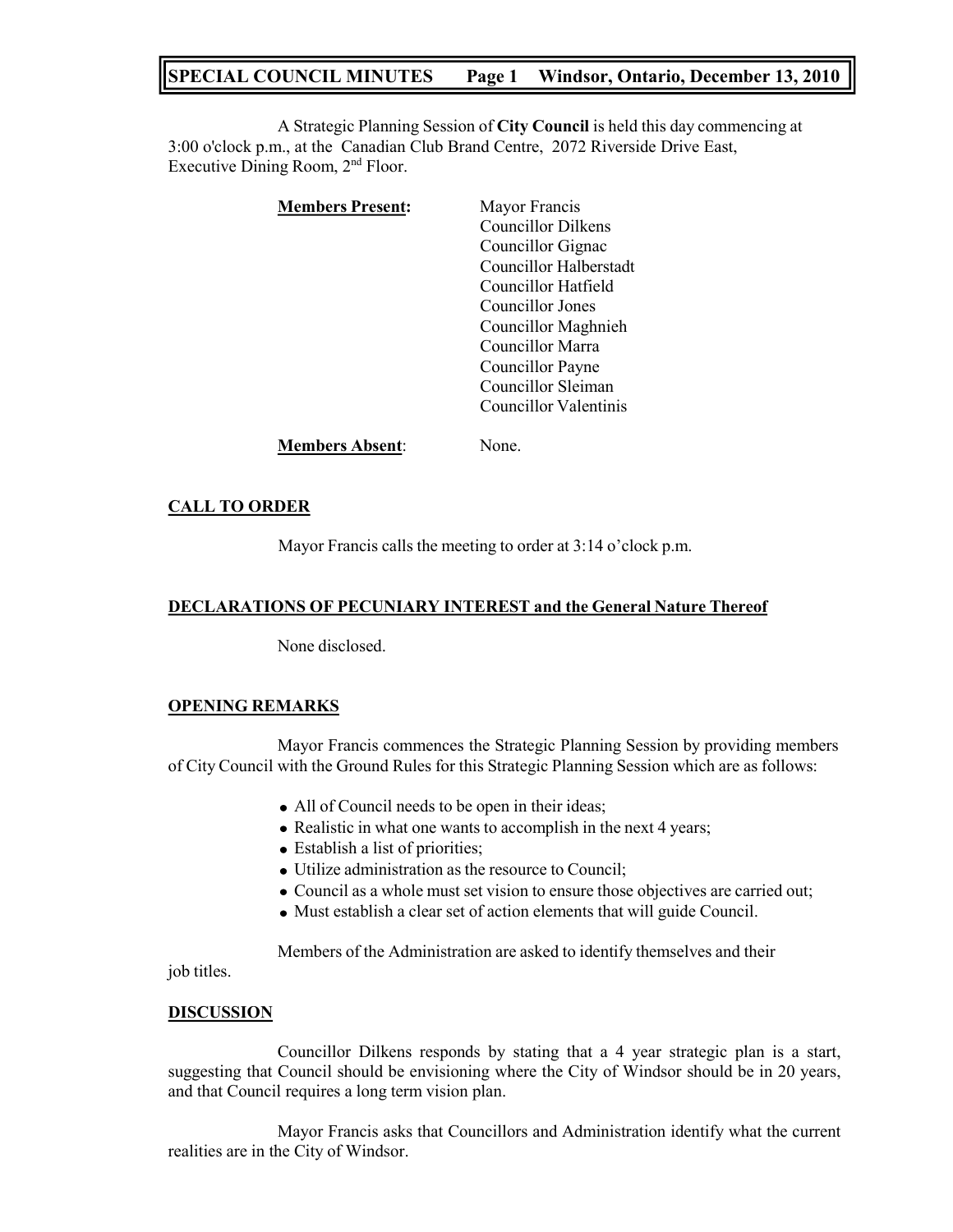A Strategic Planning Session of **City Council** is held this day commencing at 3:00 o'clock p.m., at the Canadian Club Brand Centre, 2072 Riverside Drive East, Executive Dining Room, 2nd Floor.

**Members Present:**

Mayor Francis
Councillor Dilkens
Councillor Gignac
Councillor Halberstadt
Councillor Hatfield
Councillor Jones
Councillor Maghnieh
Councillor Marra
Councillor Payne
Councillor Sleiman
Councillor Valentinis

**Members Absent:** None.

## CALL TO ORDER

Mayor Francis calls the meeting to order at 3:14 o'clock p.m.

## DECLARATIONS OF PECUNIARY INTEREST and the General Nature Thereof

None disclosed.

## OPENING REMARKS

Mayor Francis commences the Strategic Planning Session by providing members of City Council with the Ground Rules for this Strategic Planning Session which are as follows:

- All of Council needs to be open in their ideas;
- Realistic in what one wants to accomplish in the next 4 years;
- Establish a list of priorities;
- Utilize administration as the resource to Council;
- Council as a whole must set vision to ensure those objectives are carried out;
- Must establish a clear set of action elements that will guide Council.

Members of the Administration are asked to identify themselves and their job titles.

## DISCUSSION

Councillor Dilkens responds by stating that a 4 year strategic plan is a start, suggesting that Council should be envisioning where the City of Windsor should be in 20 years, and that Council requires a long term vision plan.

Mayor Francis asks that Councillors and Administration identify what the current realities are in the City of Windsor.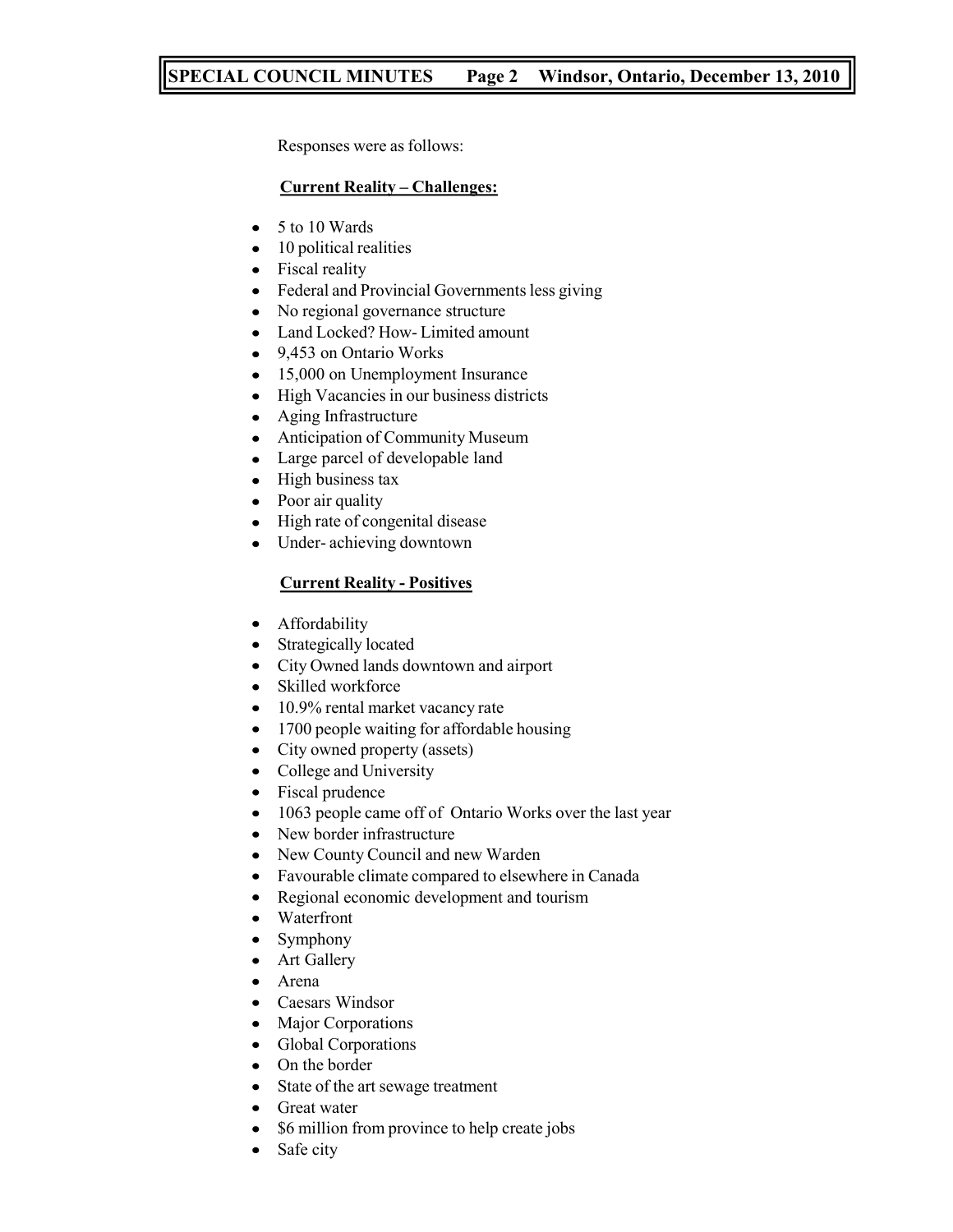Responses were as follows:

**Current Reality – Challenges:**

- 5 to 10 Wards
- 10 political realities
- Fiscal reality
- Federal and Provincial Governments less giving
- No regional governance structure
- Land Locked? How- Limited amount
- 9,453 on Ontario Works
- 15,000 on Unemployment Insurance
- High Vacancies in our business districts
- Aging Infrastructure
- Anticipation of Community Museum
- Large parcel of developable land
- High business tax
- Poor air quality
- High rate of congenital disease
- Under- achieving downtown

**Current Reality - Positives**

- Affordability
- Strategically located
- City Owned lands downtown and airport
- Skilled workforce
- 10.9% rental market vacancy rate
- 1700 people waiting for affordable housing
- City owned property (assets)
- College and University
- Fiscal prudence
- 1063 people came off of Ontario Works over the last year
- New border infrastructure
- New County Council and new Warden
- Favourable climate compared to elsewhere in Canada
- Regional economic development and tourism
- Waterfront
- Symphony
- Art Gallery
- Arena
- Caesars Windsor
- Major Corporations
- Global Corporations
- On the border
- State of the art sewage treatment
- Great water
- $6 million from province to help create jobs
- Safe city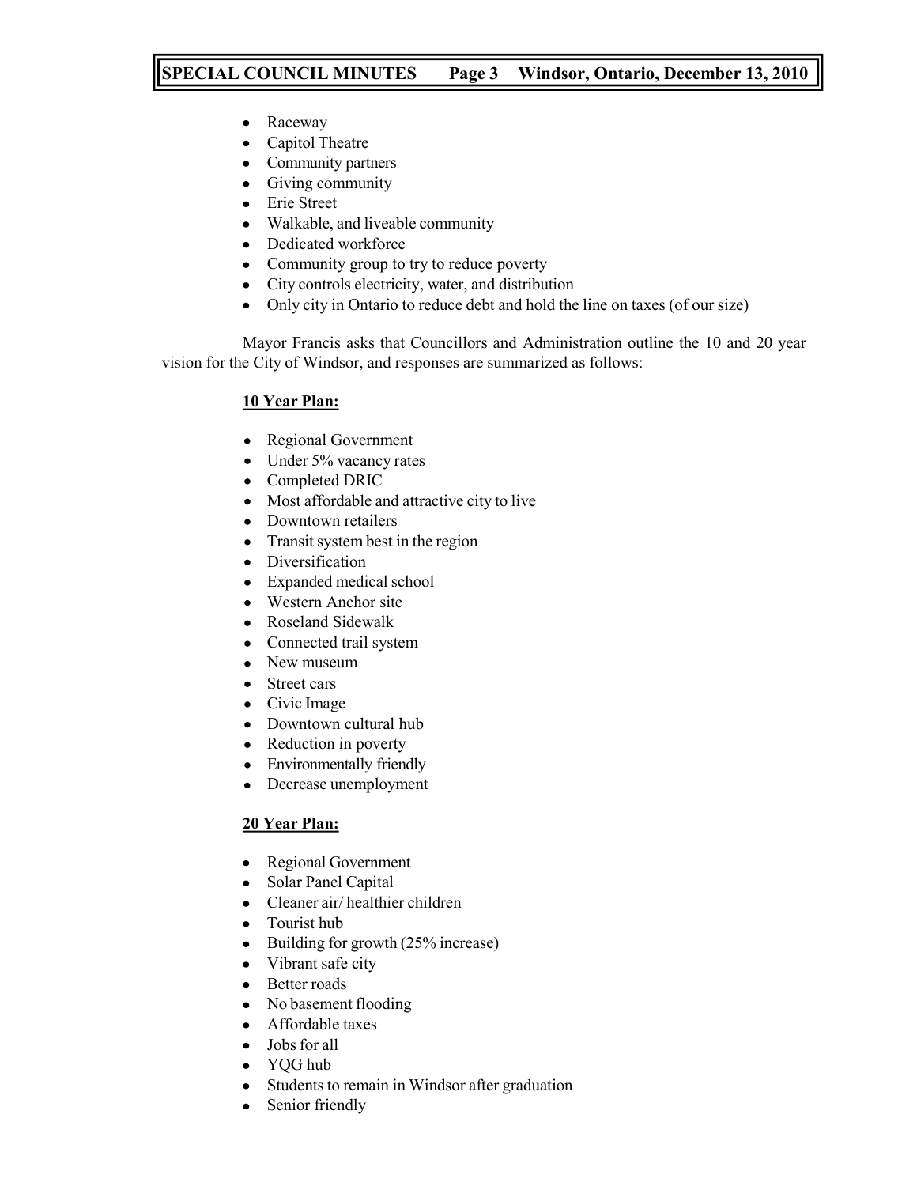- Raceway
- Capitol Theatre
- Community partners
- Giving community
- Erie Street
- Walkable, and liveable community
- Dedicated workforce
- Community group to try to reduce poverty
- City controls electricity, water, and distribution
- Only city in Ontario to reduce debt and hold the line on taxes (of our size)

Mayor Francis asks that Councillors and Administration outline the 10 and 20 year vision for the City of Windsor, and responses are summarized as follows:

**10 Year Plan:**

- Regional Government
- Under 5% vacancy rates
- Completed DRIC
- Most affordable and attractive city to live
- Downtown retailers
- Transit system best in the region
- Diversification
- Expanded medical school
- Western Anchor site
- Roseland Sidewalk
- Connected trail system
- New museum
- Street cars
- Civic Image
- Downtown cultural hub
- Reduction in poverty
- Environmentally friendly
- Decrease unemployment

**20 Year Plan:**

- Regional Government
- Solar Panel Capital
- Cleaner air/ healthier children
- Tourist hub
- Building for growth (25% increase)
- Vibrant safe city
- Better roads
- No basement flooding
- Affordable taxes
- Jobs for all
- YQG hub
- Students to remain in Windsor after graduation
- Senior friendly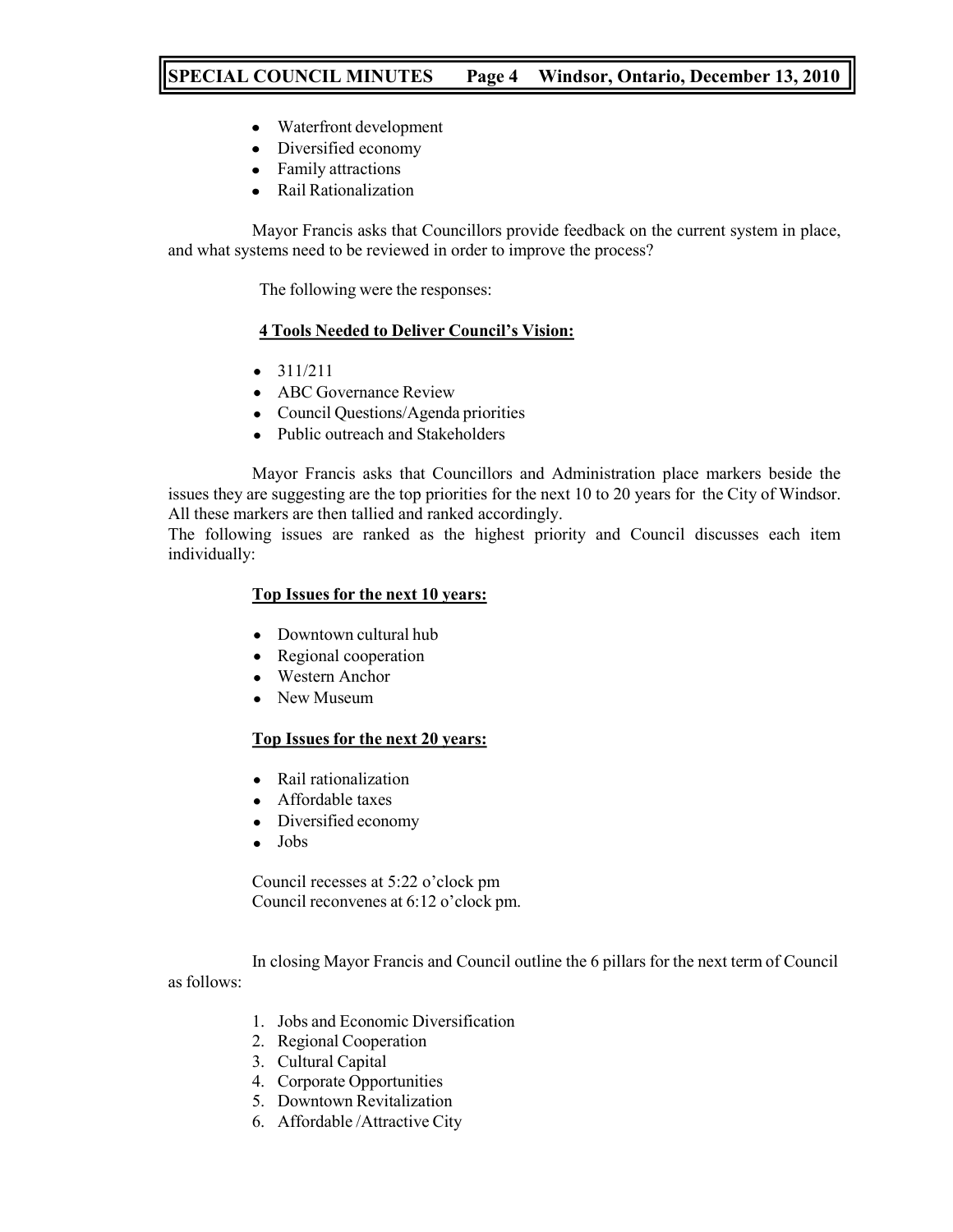- Waterfront development
- Diversified economy
- Family attractions
- Rail Rationalization

Mayor Francis asks that Councillors provide feedback on the current system in place, and what systems need to be reviewed in order to improve the process?

The following were the responses:

**4 Tools Needed to Deliver Council's Vision:**

- 311/211
- ABC Governance Review
- Council Questions/Agenda priorities
- Public outreach and Stakeholders

Mayor Francis asks that Councillors and Administration place markers beside the issues they are suggesting are the top priorities for the next 10 to 20 years for the City of Windsor. All these markers are then tallied and ranked accordingly.

The following issues are ranked as the highest priority and Council discusses each item individually:

**Top Issues for the next 10 years:**

- Downtown cultural hub
- Regional cooperation
- Western Anchor
- New Museum

**Top Issues for the next 20 years:**

- Rail rationalization
- Affordable taxes
- Diversified economy
- Jobs

Council recesses at 5:22 o'clock pm
Council reconvenes at 6:12 o'clock pm.

In closing Mayor Francis and Council outline the 6 pillars for the next term of Council as follows:

1. Jobs and Economic Diversification
2. Regional Cooperation
3. Cultural Capital
4. Corporate Opportunities
5. Downtown Revitalization
6. Affordable /Attractive City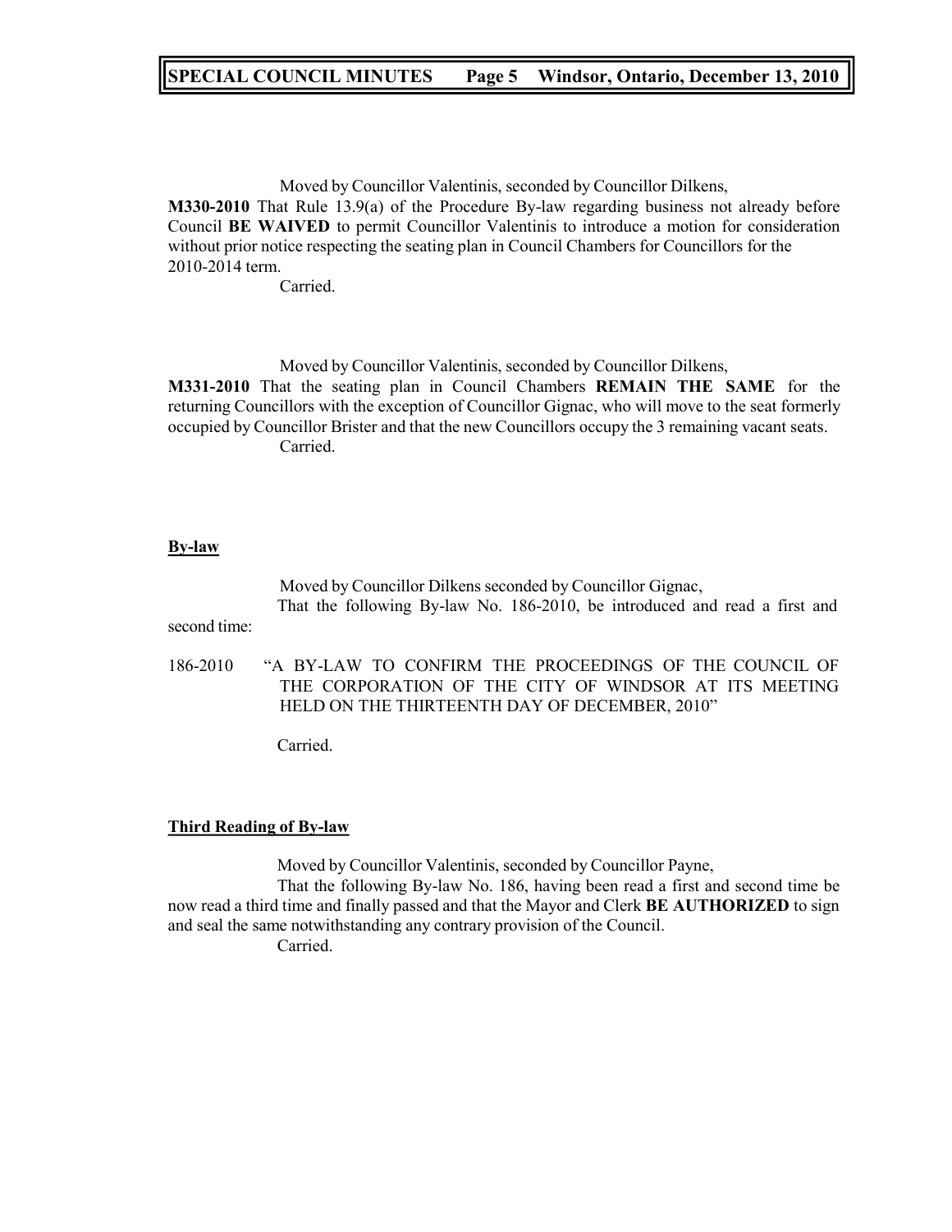Moved by Councillor Valentinis, seconded by Councillor Dilkens,

**M330-2010** That Rule 13.9(a) of the Procedure By-law regarding business not already before Council **BE WAIVED** to permit Councillor Valentinis to introduce a motion for consideration without prior notice respecting the seating plan in Council Chambers for Councillors for the 2010-2014 term.

Carried.

Moved by Councillor Valentinis, seconded by Councillor Dilkens,

**M331-2010** That the seating plan in Council Chambers **REMAIN THE SAME** for the returning Councillors with the exception of Councillor Gignac, who will move to the seat formerly occupied by Councillor Brister and that the new Councillors occupy the 3 remaining vacant seats.

Carried.

**By-law**

Moved by Councillor Dilkens seconded by Councillor Gignac,

That the following By-law No. 186-2010, be introduced and read a first and second time:

186-2010 "A BY-LAW TO CONFIRM THE PROCEEDINGS OF THE COUNCIL OF THE CORPORATION OF THE CITY OF WINDSOR AT ITS MEETING HELD ON THE THIRTEENTH DAY OF DECEMBER, 2010"

Carried.

**Third Reading of By-law**

Moved by Councillor Valentinis, seconded by Councillor Payne,

That the following By-law No. 186, having been read a first and second time be now read a third time and finally passed and that the Mayor and Clerk **BE AUTHORIZED** to sign and seal the same notwithstanding any contrary provision of the Council.

Carried.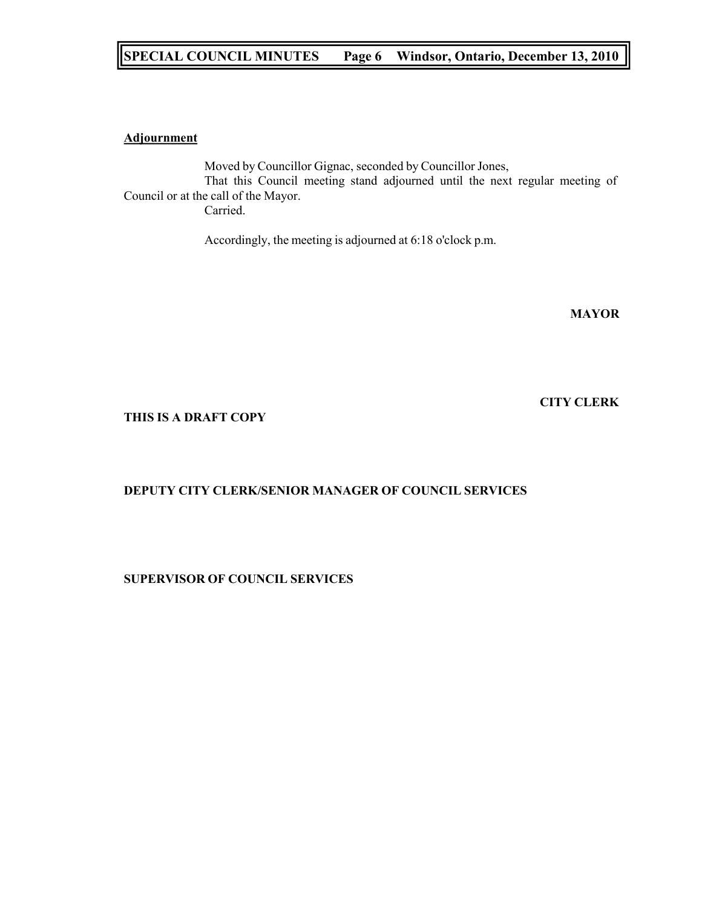**Adjournment**

Moved by Councillor Gignac, seconded by Councillor Jones,

That this Council meeting stand adjourned until the next regular meeting of Council or at the call of the Mayor.

Carried.

Accordingly, the meeting is adjourned at 6:18 o'clock p.m.

**MAYOR**

**CITY CLERK**

**THIS IS A DRAFT COPY**

**DEPUTY CITY CLERK/SENIOR MANAGER OF COUNCIL SERVICES**

**SUPERVISOR OF COUNCIL SERVICES**